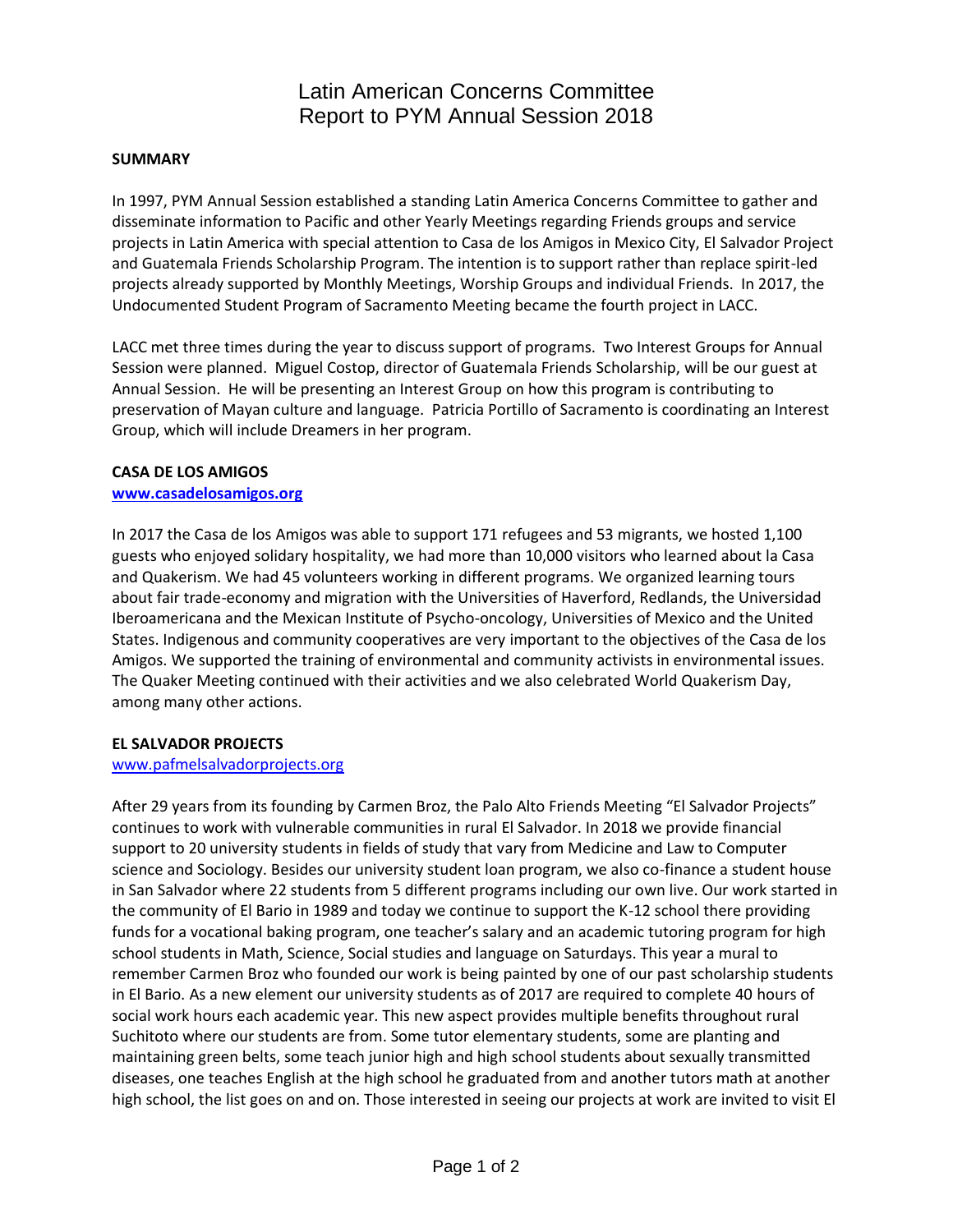# Latin American Concerns Committee
# Report to PYM Annual Session 2018

**SUMMARY**

In 1997, PYM Annual Session established a standing Latin America Concerns Committee to gather and disseminate information to Pacific and other Yearly Meetings regarding Friends groups and service projects in Latin America with special attention to Casa de los Amigos in Mexico City, El Salvador Project and Guatemala Friends Scholarship Program. The intention is to support rather than replace spirit-led projects already supported by Monthly Meetings, Worship Groups and individual Friends. In 2017, the Undocumented Student Program of Sacramento Meeting became the fourth project in LACC.

LACC met three times during the year to discuss support of programs. Two Interest Groups for Annual Session were planned. Miguel Costop, director of Guatemala Friends Scholarship, will be our guest at Annual Session. He will be presenting an Interest Group on how this program is contributing to preservation of Mayan culture and language. Patricia Portillo of Sacramento is coordinating an Interest Group, which will include Dreamers in her program.

**CASA DE LOS AMIGOS**

**www.casadelosamigos.org**

In 2017 the Casa de los Amigos was able to support 171 refugees and 53 migrants, we hosted 1,100 guests who enjoyed solidary hospitality, we had more than 10,000 visitors who learned about la Casa and Quakerism. We had 45 volunteers working in different programs. We organized learning tours about fair trade-economy and migration with the Universities of Haverford, Redlands, the Universidad Iberoamericana and the Mexican Institute of Psycho-oncology, Universities of Mexico and the United States. Indigenous and community cooperatives are very important to the objectives of the Casa de los Amigos. We supported the training of environmental and community activists in environmental issues. The Quaker Meeting continued with their activities and we also celebrated World Quakerism Day, among many other actions.

**EL SALVADOR PROJECTS**

www.pafmelsalvadorprojects.org

After 29 years from its founding by Carmen Broz, the Palo Alto Friends Meeting "El Salvador Projects" continues to work with vulnerable communities in rural El Salvador. In 2018 we provide financial support to 20 university students in fields of study that vary from Medicine and Law to Computer science and Sociology. Besides our university student loan program, we also co-finance a student house in San Salvador where 22 students from 5 different programs including our own live. Our work started in the community of El Bario in 1989 and today we continue to support the K-12 school there providing funds for a vocational baking program, one teacher's salary and an academic tutoring program for high school students in Math, Science, Social studies and language on Saturdays. This year a mural to remember Carmen Broz who founded our work is being painted by one of our past scholarship students in El Bario. As a new element our university students as of 2017 are required to complete 40 hours of social work hours each academic year. This new aspect provides multiple benefits throughout rural Suchitoto where our students are from. Some tutor elementary students, some are planting and maintaining green belts, some teach junior high and high school students about sexually transmitted diseases, one teaches English at the high school he graduated from and another tutors math at another high school, the list goes on and on. Those interested in seeing our projects at work are invited to visit El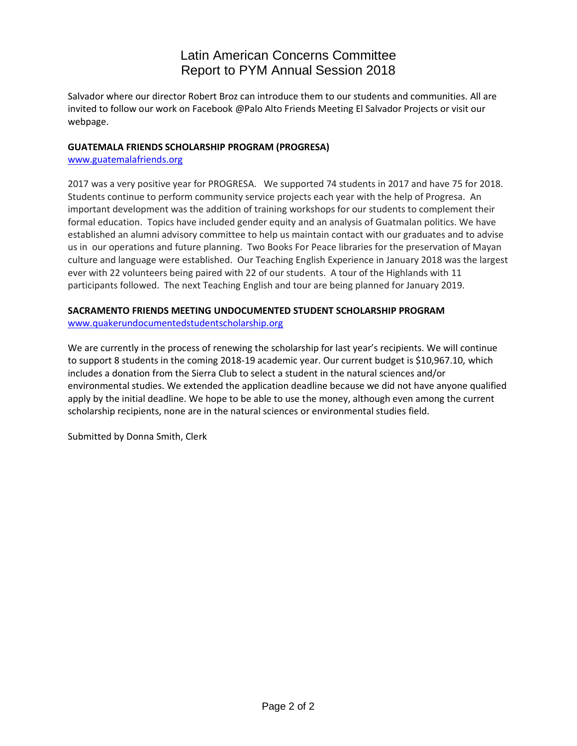Salvador where our director Robert Broz can introduce them to our students and communities. All are invited to follow our work on Facebook @Palo Alto Friends Meeting El Salvador Projects or visit our webpage.

**GUATEMALA FRIENDS SCHOLARSHIP PROGRAM (PROGRESA)**

www.guatemalafriends.org

2017 was a very positive year for PROGRESA. We supported 74 students in 2017 and have 75 for 2018. Students continue to perform community service projects each year with the help of Progresa. An important development was the addition of training workshops for our students to complement their formal education. Topics have included gender equity and an analysis of Guatmalan politics. We have established an alumni advisory committee to help us maintain contact with our graduates and to advise us in our operations and future planning. Two Books For Peace libraries for the preservation of Mayan culture and language were established. Our Teaching English Experience in January 2018 was the largest ever with 22 volunteers being paired with 22 of our students. A tour of the Highlands with 11 participants followed. The next Teaching English and tour are being planned for January 2019.

**SACRAMENTO FRIENDS MEETING UNDOCUMENTED STUDENT SCHOLARSHIP PROGRAM**

www.quakerundocumentedstudentscholarship.org

We are currently in the process of renewing the scholarship for last year's recipients. We will continue to support 8 students in the coming 2018-19 academic year. Our current budget is $10,967.10, which includes a donation from the Sierra Club to select a student in the natural sciences and/or environmental studies. We extended the application deadline because we did not have anyone qualified apply by the initial deadline. We hope to be able to use the money, although even among the current scholarship recipients, none are in the natural sciences or environmental studies field.

Submitted by Donna Smith, Clerk